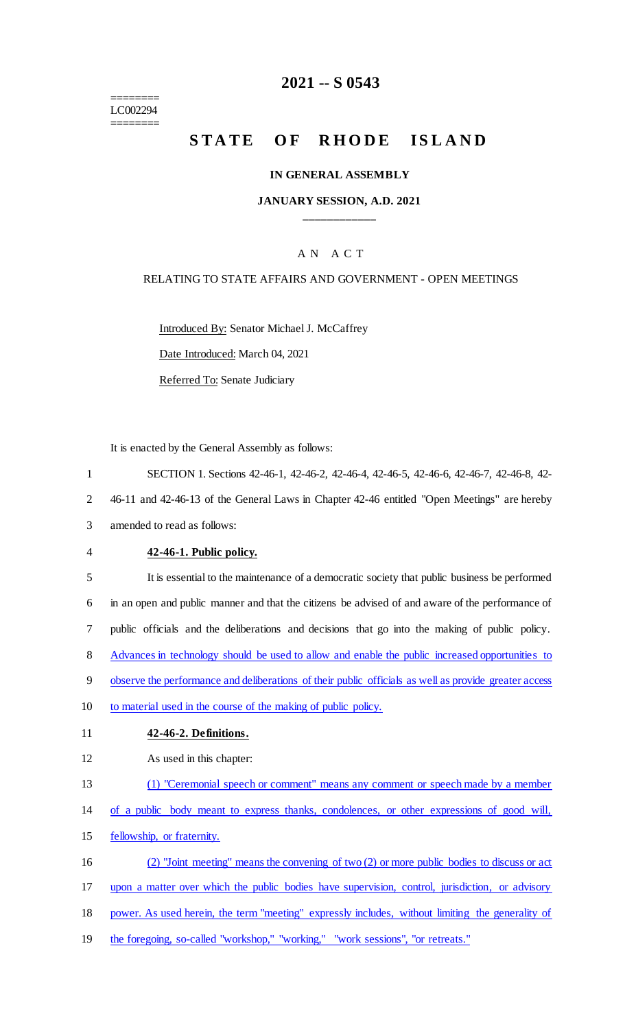========
LC002294
========

# 2021 -- S 0543

# STATE OF RHODE ISLAND

**IN GENERAL ASSEMBLY**

**JANUARY SESSION, A.D. 2021**

____________

A N A C T

RELATING TO STATE AFFAIRS AND GOVERNMENT - OPEN MEETINGS

Introduced By: Senator Michael J. McCaffrey

Date Introduced: March 04, 2021

Referred To: Senate Judiciary

It is enacted by the General Assembly as follows:

1 SECTION 1. Sections 42-46-1, 42-46-2, 42-46-4, 42-46-5, 42-46-6, 42-46-7, 42-46-8, 42-
2 46-11 and 42-46-13 of the General Laws in Chapter 42-46 entitled "Open Meetings" are hereby
3 amended to read as follows:

4 **42-46-1. Public policy.**

5 It is essential to the maintenance of a democratic society that public business be performed
6 in an open and public manner and that the citizens be advised of and aware of the performance of
7 public officials and the deliberations and decisions that go into the making of public policy.
8 Advances in technology should be used to allow and enable the public increased opportunities to
9 observe the performance and deliberations of their public officials as well as provide greater access
10 to material used in the course of the making of public policy.

11 **42-46-2. Definitions.**

12 As used in this chapter:

13 (1) "Ceremonial speech or comment" means any comment or speech made by a member
14 of a public body meant to express thanks, condolences, or other expressions of good will,
15 fellowship, or fraternity.

16 (2) "Joint meeting" means the convening of two (2) or more public bodies to discuss or act
17 upon a matter over which the public bodies have supervision, control, jurisdiction, or advisory
18 power. As used herein, the term "meeting" expressly includes, without limiting the generality of
19 the foregoing, so-called "workshop," "working," "work sessions", "or retreats."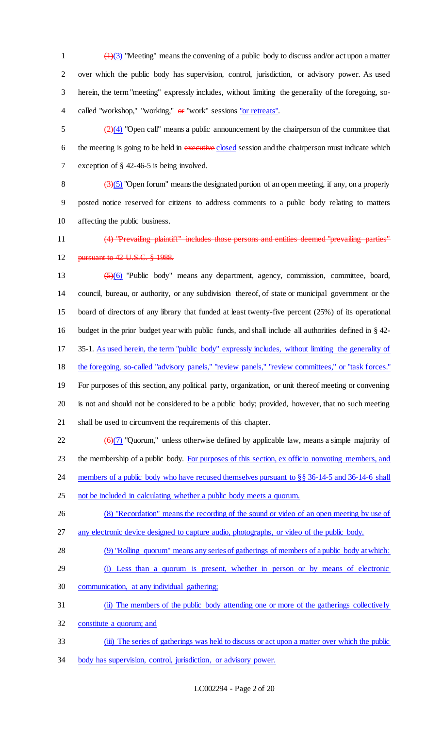~~(1)~~(3) "Meeting" means the convening of a public body to discuss and/or act upon a matter over which the public body has supervision, control, jurisdiction, or advisory power. As used herein, the term "meeting" expressly includes, without limiting the generality of the foregoing, so-called "workshop," "working," ~~or~~ "work" sessions "or retreats".

~~(2)~~(4) "Open call" means a public announcement by the chairperson of the committee that the meeting is going to be held in ~~executive~~ closed session and the chairperson must indicate which exception of § 42-46-5 is being involved.

~~(3)~~(5) "Open forum" means the designated portion of an open meeting, if any, on a properly posted notice reserved for citizens to address comments to a public body relating to matters affecting the public business.

~~(4) "Prevailing plaintiff" includes those persons and entities deemed "prevailing parties" pursuant to 42 U.S.C. § 1988.~~

~~(5)~~(6) "Public body" means any department, agency, commission, committee, board, council, bureau, or authority, or any subdivision thereof, of state or municipal government or the board of directors of any library that funded at least twenty-five percent (25%) of its operational budget in the prior budget year with public funds, and shall include all authorities defined in § 42-35-1. As used herein, the term "public body" expressly includes, without limiting the generality of the foregoing, so-called "advisory panels," "review panels," "review committees," or "task forces." For purposes of this section, any political party, organization, or unit thereof meeting or convening is not and should not be considered to be a public body; provided, however, that no such meeting shall be used to circumvent the requirements of this chapter.

~~(6)~~(7) "Quorum," unless otherwise defined by applicable law, means a simple majority of the membership of a public body. For purposes of this section, ex officio nonvoting members, and members of a public body who have recused themselves pursuant to §§ 36-14-5 and 36-14-6 shall not be included in calculating whether a public body meets a quorum.

(8) "Recordation" means the recording of the sound or video of an open meeting by use of any electronic device designed to capture audio, photographs, or video of the public body.

(9) "Rolling quorum" means any series of gatherings of members of a public body at which:

(i) Less than a quorum is present, whether in person or by means of electronic communication, at any individual gathering;

(ii) The members of the public body attending one or more of the gatherings collectively constitute a quorum; and

(iii) The series of gatherings was held to discuss or act upon a matter over which the public body has supervision, control, jurisdiction, or advisory power.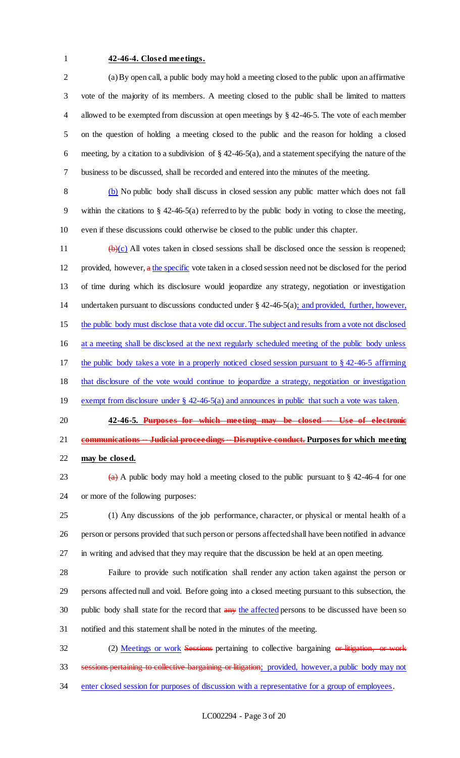**42-46-4. Closed meetings.**

(a) By open call, a public body may hold a meeting closed to the public upon an affirmative vote of the majority of its members. A meeting closed to the public shall be limited to matters allowed to be exempted from discussion at open meetings by § 42-46-5. The vote of each member on the question of holding a meeting closed to the public and the reason for holding a closed meeting, by a citation to a subdivision of § 42-46-5(a), and a statement specifying the nature of the business to be discussed, shall be recorded and entered into the minutes of the meeting.

(b) No public body shall discuss in closed session any public matter which does not fall within the citations to § 42-46-5(a) referred to by the public body in voting to close the meeting, even if these discussions could otherwise be closed to the public under this chapter.

~~(b)~~(c) All votes taken in closed sessions shall be disclosed once the session is reopened; provided, however, ~~a~~ the specific vote taken in a closed session need not be disclosed for the period of time during which its disclosure would jeopardize any strategy, negotiation or investigation undertaken pursuant to discussions conducted under § 42-46-5(a); and provided, further, however, the public body must disclose that a vote did occur. The subject and results from a vote not disclosed at a meeting shall be disclosed at the next regularly scheduled meeting of the public body unless the public body takes a vote in a properly noticed closed session pursuant to § 42-46-5 affirming that disclosure of the vote would continue to jeopardize a strategy, negotiation or investigation exempt from disclosure under § 42-46-5(a) and announces in public that such a vote was taken.

**42-46-5. ~~Purposes for which meeting may be closed -- Use of electronic communications -- Judicial proceedings -- Disruptive conduct.~~ Purposes for which meeting may be closed.**

~~(a)~~ A public body may hold a meeting closed to the public pursuant to § 42-46-4 for one or more of the following purposes:

(1) Any discussions of the job performance, character, or physical or mental health of a person or persons provided that such person or persons affected shall have been notified in advance in writing and advised that they may require that the discussion be held at an open meeting.

Failure to provide such notification shall render any action taken against the person or persons affected null and void. Before going into a closed meeting pursuant to this subsection, the public body shall state for the record that ~~any~~ the affected persons to be discussed have been so notified and this statement shall be noted in the minutes of the meeting.

(2) Meetings or work ~~Sessions~~ pertaining to collective bargaining ~~or litigation, or work sessions pertaining to collective bargaining or litigation~~; provided, however, a public body may not enter closed session for purposes of discussion with a representative for a group of employees.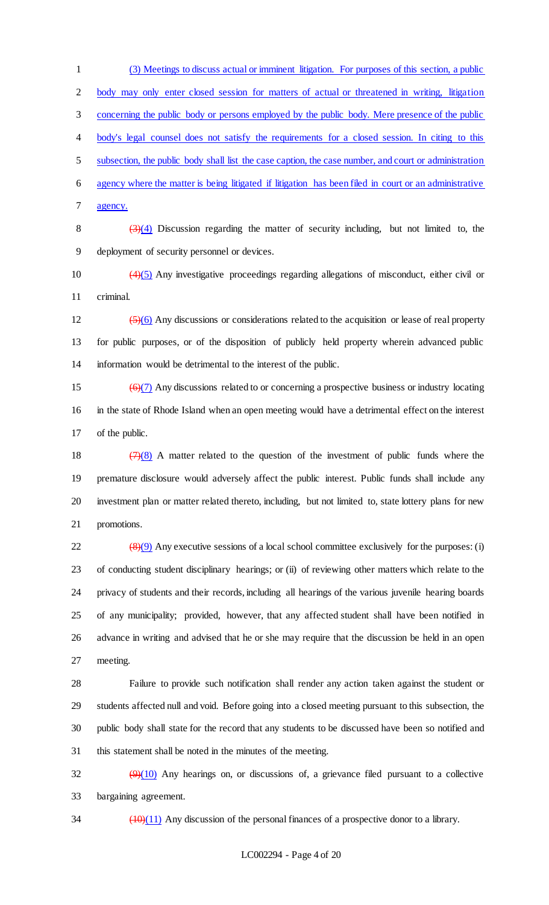(3) Meetings to discuss actual or imminent litigation. For purposes of this section, a public body may only enter closed session for matters of actual or threatened in writing, litigation concerning the public body or persons employed by the public body. Mere presence of the public body's legal counsel does not satisfy the requirements for a closed session. In citing to this subsection, the public body shall list the case caption, the case number, and court or administration agency where the matter is being litigated if litigation has been filed in court or an administrative agency.

~~(3)~~(4) Discussion regarding the matter of security including, but not limited to, the deployment of security personnel or devices.

~~(4)~~(5) Any investigative proceedings regarding allegations of misconduct, either civil or criminal.

~~(5)~~(6) Any discussions or considerations related to the acquisition or lease of real property for public purposes, or of the disposition of publicly held property wherein advanced public information would be detrimental to the interest of the public.

~~(6)~~(7) Any discussions related to or concerning a prospective business or industry locating in the state of Rhode Island when an open meeting would have a detrimental effect on the interest of the public.

~~(7)~~(8) A matter related to the question of the investment of public funds where the premature disclosure would adversely affect the public interest. Public funds shall include any investment plan or matter related thereto, including, but not limited to, state lottery plans for new promotions.

~~(8)~~(9) Any executive sessions of a local school committee exclusively for the purposes: (i) of conducting student disciplinary hearings; or (ii) of reviewing other matters which relate to the privacy of students and their records, including all hearings of the various juvenile hearing boards of any municipality; provided, however, that any affected student shall have been notified in advance in writing and advised that he or she may require that the discussion be held in an open meeting.

Failure to provide such notification shall render any action taken against the student or students affected null and void. Before going into a closed meeting pursuant to this subsection, the public body shall state for the record that any students to be discussed have been so notified and this statement shall be noted in the minutes of the meeting.

~~(9)~~(10) Any hearings on, or discussions of, a grievance filed pursuant to a collective bargaining agreement.

~~(10)~~(11) Any discussion of the personal finances of a prospective donor to a library.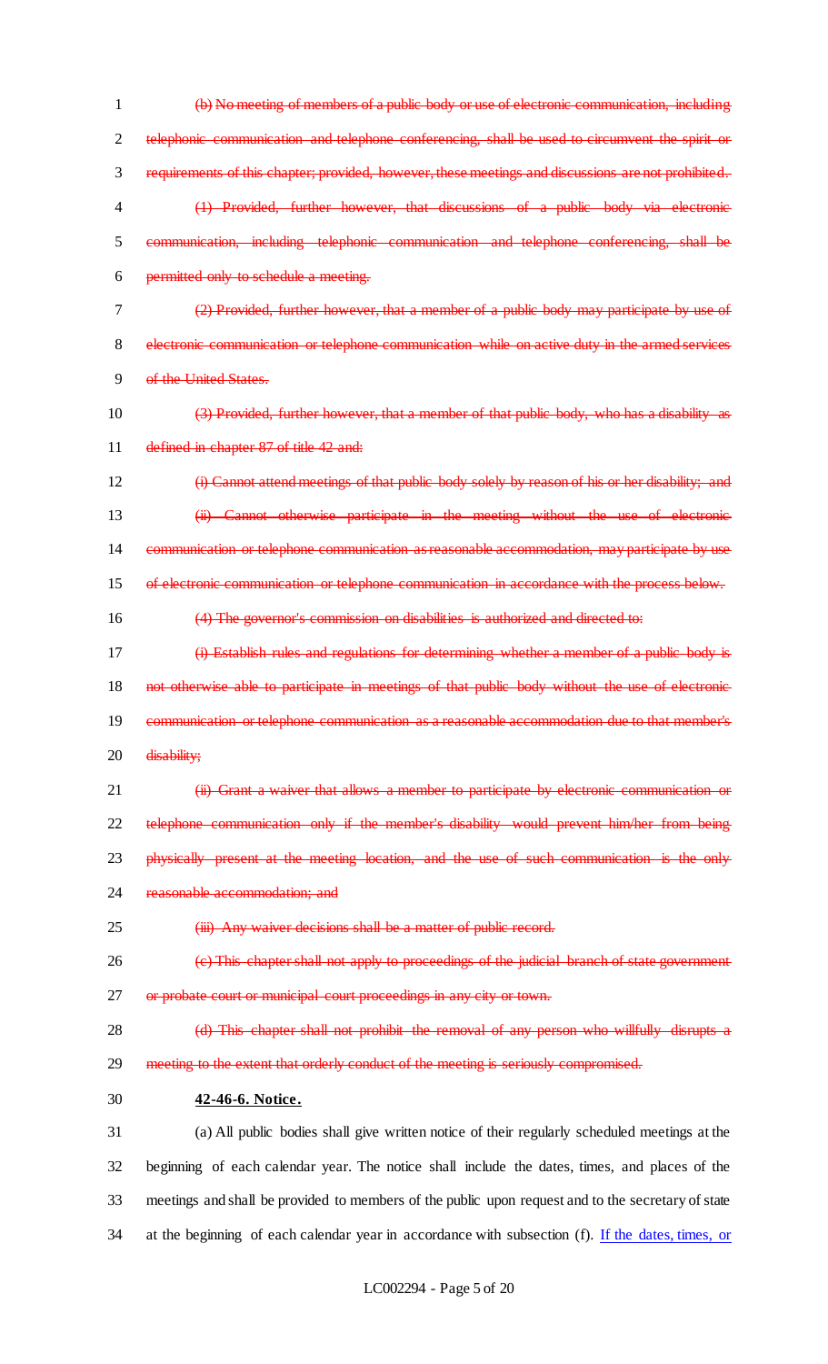~~(b) No meeting of members of a public body or use of electronic communication, including telephonic communication and telephone conferencing, shall be used to circumvent the spirit or requirements of this chapter; provided, however, these meetings and discussions are not prohibited.~~

~~(1) Provided, further however, that discussions of a public body via electronic communication, including telephonic communication and telephone conferencing, shall be permitted only to schedule a meeting.~~

~~(2) Provided, further however, that a member of a public body may participate by use of electronic communication or telephone communication while on active duty in the armed services of the United States.~~

~~(3) Provided, further however, that a member of that public body, who has a disability as defined in chapter 87 of title 42 and:~~

~~(i) Cannot attend meetings of that public body solely by reason of his or her disability; and~~

~~(ii) Cannot otherwise participate in the meeting without the use of electronic communication or telephone communication as reasonable accommodation, may participate by use of electronic communication or telephone communication in accordance with the process below.~~

~~(4) The governor's commission on disabilities is authorized and directed to:~~

~~(i) Establish rules and regulations for determining whether a member of a public body is not otherwise able to participate in meetings of that public body without the use of electronic communication or telephone communication as a reasonable accommodation due to that member's disability;~~

~~(ii) Grant a waiver that allows a member to participate by electronic communication or telephone communication only if the member's disability would prevent him/her from being physically present at the meeting location, and the use of such communication is the only reasonable accommodation; and~~

~~(iii) Any waiver decisions shall be a matter of public record.~~

~~(c) This chapter shall not apply to proceedings of the judicial branch of state government or probate court or municipal court proceedings in any city or town.~~

~~(d) This chapter shall not prohibit the removal of any person who willfully disrupts a meeting to the extent that orderly conduct of the meeting is seriously compromised.~~

**42-46-6. Notice.**

(a) All public bodies shall give written notice of their regularly scheduled meetings at the beginning of each calendar year. The notice shall include the dates, times, and places of the meetings and shall be provided to members of the public upon request and to the secretary of state at the beginning of each calendar year in accordance with subsection (f). <u>If the dates, times, or</u>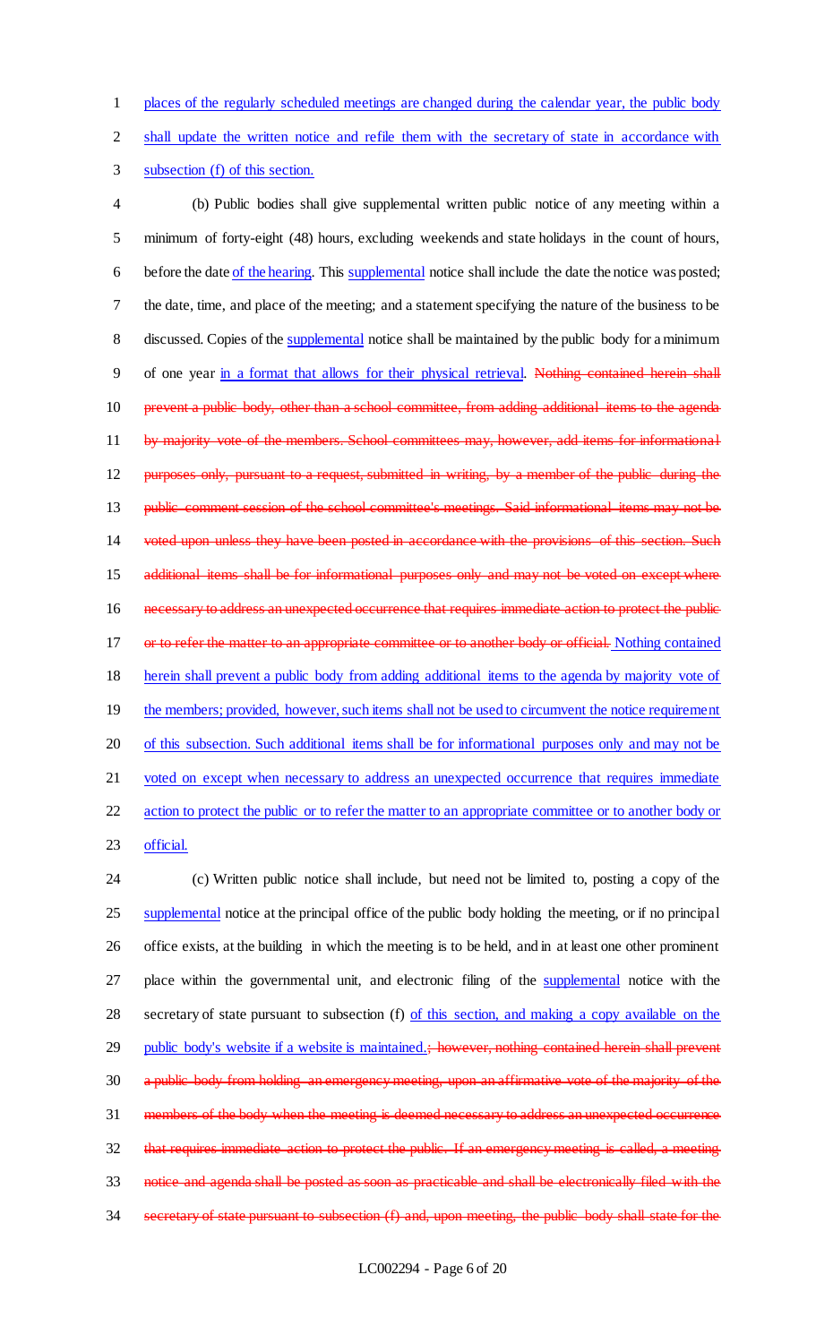places of the regularly scheduled meetings are changed during the calendar year, the public body shall update the written notice and refile them with the secretary of state in accordance with subsection (f) of this section.

(b) Public bodies shall give supplemental written public notice of any meeting within a minimum of forty-eight (48) hours, excluding weekends and state holidays in the count of hours, before the date of the hearing. This supplemental notice shall include the date the notice was posted; the date, time, and place of the meeting; and a statement specifying the nature of the business to be discussed. Copies of the supplemental notice shall be maintained by the public body for a minimum of one year in a format that allows for their physical retrieval. ~~Nothing contained herein shall prevent a public body, other than a school committee, from adding additional items to the agenda by majority vote of the members. School committees may, however, add items for informational purposes only, pursuant to a request, submitted in writing, by a member of the public during the public comment session of the school committee's meetings. Said informational items may not be voted upon unless they have been posted in accordance with the provisions of this section. Such additional items shall be for informational purposes only and may not be voted on except where necessary to address an unexpected occurrence that requires immediate action to protect the public or to refer the matter to an appropriate committee or to another body or official.~~ Nothing contained herein shall prevent a public body from adding additional items to the agenda by majority vote of the members; provided, however, such items shall not be used to circumvent the notice requirement of this subsection. Such additional items shall be for informational purposes only and may not be voted on except when necessary to address an unexpected occurrence that requires immediate action to protect the public or to refer the matter to an appropriate committee or to another body or official.

(c) Written public notice shall include, but need not be limited to, posting a copy of the supplemental notice at the principal office of the public body holding the meeting, or if no principal office exists, at the building in which the meeting is to be held, and in at least one other prominent place within the governmental unit, and electronic filing of the supplemental notice with the secretary of state pursuant to subsection (f) of this section, and making a copy available on the public body's website if a website is maintained.~~; however, nothing contained herein shall prevent a public body from holding an emergency meeting, upon an affirmative vote of the majority of the members of the body when the meeting is deemed necessary to address an unexpected occurrence that requires immediate action to protect the public. If an emergency meeting is called, a meeting notice and agenda shall be posted as soon as practicable and shall be electronically filed with the secretary of state pursuant to subsection (f) and, upon meeting, the public body shall state for the~~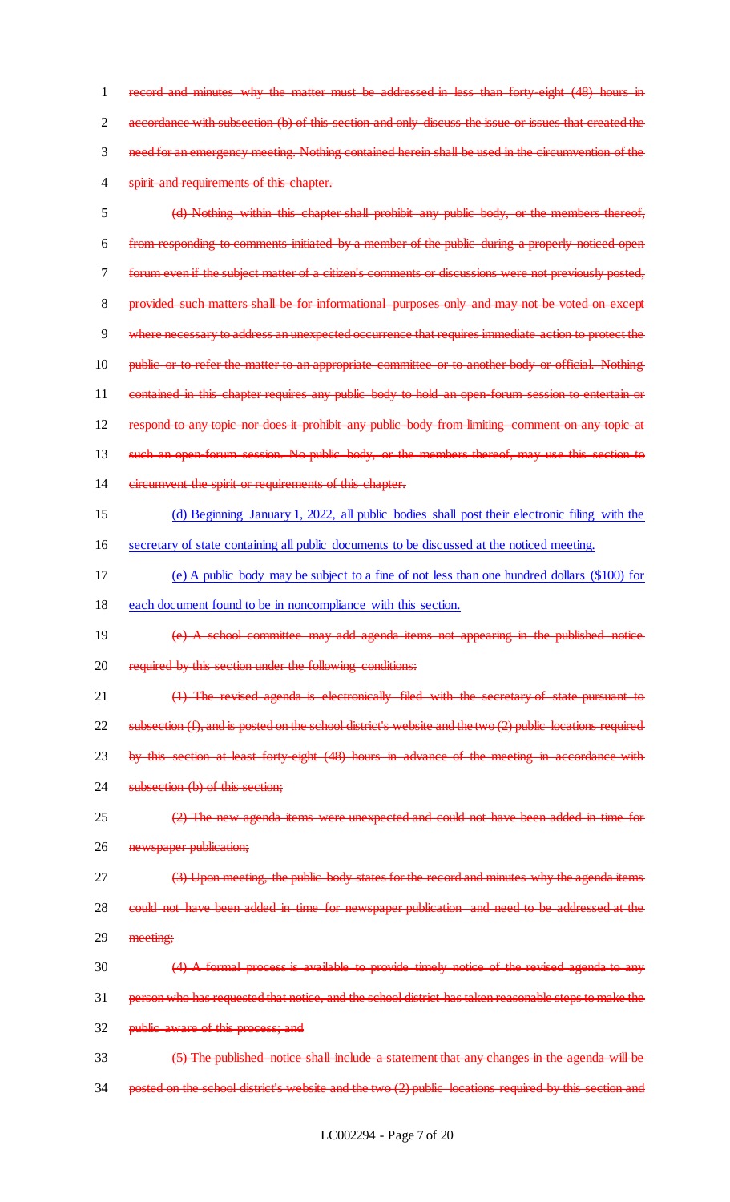~~record and minutes why the matter must be addressed in less than forty-eight (48) hours in accordance with subsection (b) of this section and only discuss the issue or issues that created the need for an emergency meeting. Nothing contained herein shall be used in the circumvention of the spirit and requirements of this chapter.~~

~~(d) Nothing within this chapter shall prohibit any public body, or the members thereof, from responding to comments initiated by a member of the public during a properly noticed open forum even if the subject matter of a citizen's comments or discussions were not previously posted, provided such matters shall be for informational purposes only and may not be voted on except where necessary to address an unexpected occurrence that requires immediate action to protect the public or to refer the matter to an appropriate committee or to another body or official. Nothing contained in this chapter requires any public body to hold an open-forum session to entertain or respond to any topic nor does it prohibit any public body from limiting comment on any topic at such an open-forum session. No public body, or the members thereof, may use this section to circumvent the spirit or requirements of this chapter.~~

<u>(d) Beginning January 1, 2022, all public bodies shall post their electronic filing with the secretary of state containing all public documents to be discussed at the noticed meeting.</u>

<u>(e) A public body may be subject to a fine of not less than one hundred dollars ($100) for each document found to be in noncompliance with this section.</u>

~~(e) A school committee may add agenda items not appearing in the published notice required by this section under the following conditions:~~

~~(1) The revised agenda is electronically filed with the secretary of state pursuant to subsection (f), and is posted on the school district's website and the two (2) public locations required by this section at least forty-eight (48) hours in advance of the meeting in accordance with subsection (b) of this section;~~

~~(2) The new agenda items were unexpected and could not have been added in time for newspaper publication;~~

~~(3) Upon meeting, the public body states for the record and minutes why the agenda items could not have been added in time for newspaper publication and need to be addressed at the meeting;~~

~~(4) A formal process is available to provide timely notice of the revised agenda to any person who has requested that notice, and the school district has taken reasonable steps to make the public aware of this process; and~~

~~(5) The published notice shall include a statement that any changes in the agenda will be posted on the school district's website and the two (2) public locations required by this section and~~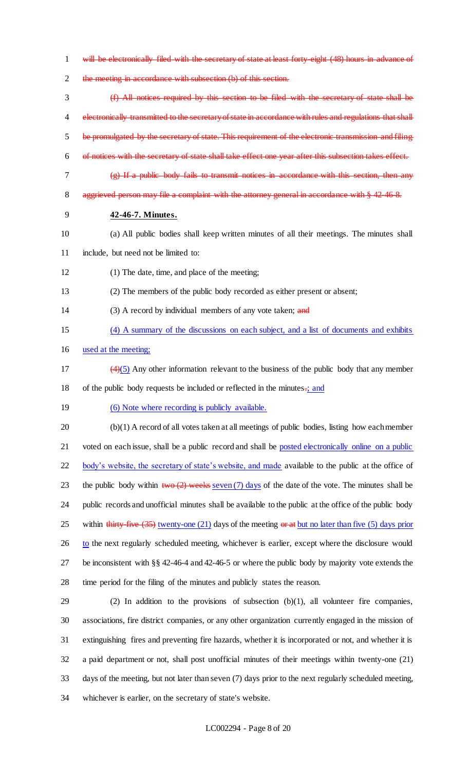~~will be electronically filed with the secretary of state at least forty-eight (48) hours in advance of the meeting in accordance with subsection (b) of this section.~~

~~(f) All notices required by this section to be filed with the secretary of state shall be electronically transmitted to the secretary of state in accordance with rules and regulations that shall be promulgated by the secretary of state. This requirement of the electronic transmission and filing of notices with the secretary of state shall take effect one year after this subsection takes effect.~~

~~(g) If a public body fails to transmit notices in accordance with this section, then any aggrieved person may file a complaint with the attorney general in accordance with § 42-46-8.~~

**42-46-7. Minutes.**

(a) All public bodies shall keep written minutes of all their meetings. The minutes shall include, but need not be limited to:

(1) The date, time, and place of the meeting;

(2) The members of the public body recorded as either present or absent;

(3) A record by individual members of any vote taken; ~~and~~

<u>(4) A summary of the discussions on each subject, and a list of documents and exhibits used at the meeting;</u>

~~(4)~~<u>(5)</u> Any other information relevant to the business of the public body that any member of the public body requests be included or reflected in the minutes~~.~~<u>; and</u>

<u>(6) Note where recording is publicly available.</u>

(b)(1) A record of all votes taken at all meetings of public bodies, listing how each member voted on each issue, shall be a public record and shall be <u>posted electronically online on a public body's website, the secretary of state's website, and made</u> available to the public at the office of the public body within ~~two (2) weeks~~ <u>seven (7) days</u> of the date of the vote. The minutes shall be public records and unofficial minutes shall be available to the public at the office of the public body within ~~thirty-five (35)~~ <u>twenty-one (21)</u> days of the meeting ~~or at~~ <u>but no later than five (5) days prior to</u> the next regularly scheduled meeting, whichever is earlier, except where the disclosure would be inconsistent with §§ 42-46-4 and 42-46-5 or where the public body by majority vote extends the time period for the filing of the minutes and publicly states the reason.

(2) In addition to the provisions of subsection (b)(1), all volunteer fire companies, associations, fire district companies, or any other organization currently engaged in the mission of extinguishing fires and preventing fire hazards, whether it is incorporated or not, and whether it is a paid department or not, shall post unofficial minutes of their meetings within twenty-one (21) days of the meeting, but not later than seven (7) days prior to the next regularly scheduled meeting, whichever is earlier, on the secretary of state's website.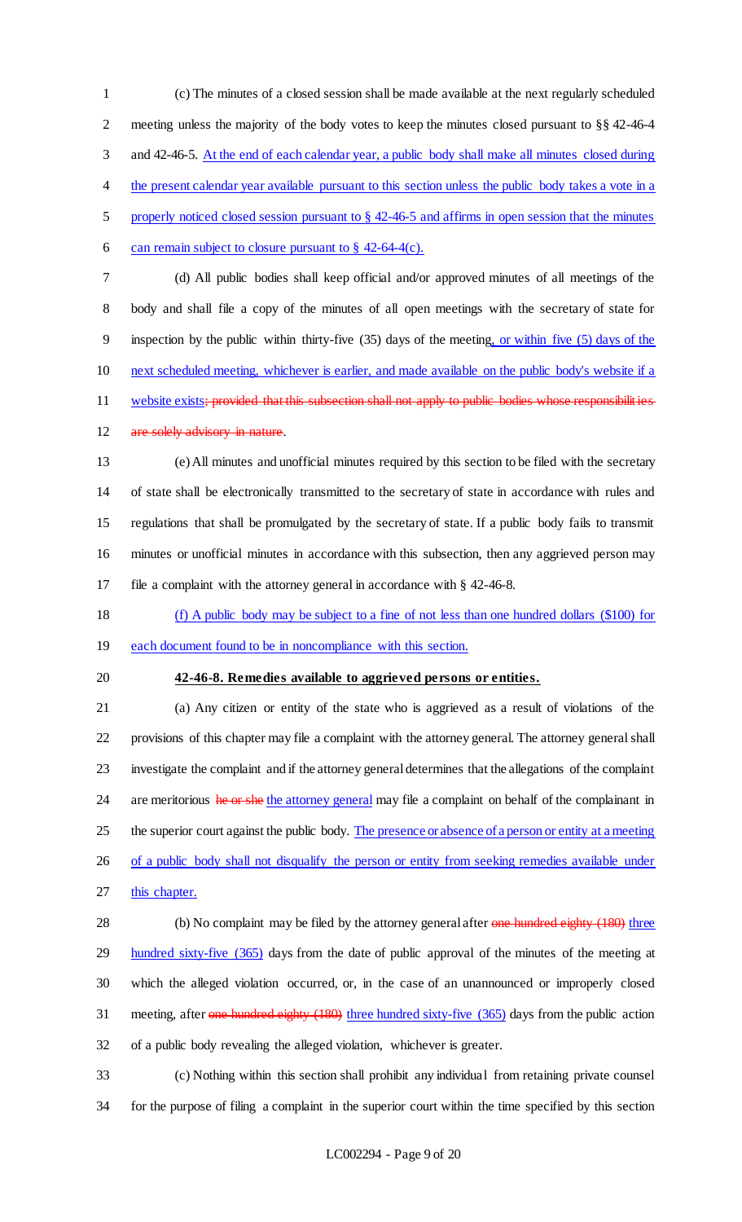(c) The minutes of a closed session shall be made available at the next regularly scheduled meeting unless the majority of the body votes to keep the minutes closed pursuant to §§ 42-46-4 and 42-46-5. At the end of each calendar year, a public body shall make all minutes closed during the present calendar year available pursuant to this section unless the public body takes a vote in a properly noticed closed session pursuant to § 42-46-5 and affirms in open session that the minutes can remain subject to closure pursuant to § 42-64-4(c).

(d) All public bodies shall keep official and/or approved minutes of all meetings of the body and shall file a copy of the minutes of all open meetings with the secretary of state for inspection by the public within thirty-five (35) days of the meeting, or within five (5) days of the next scheduled meeting, whichever is earlier, and made available on the public body's website if a website exists; ~~provided that this subsection shall not apply to public bodies whose responsibilities are solely advisory in nature~~.

(e) All minutes and unofficial minutes required by this section to be filed with the secretary of state shall be electronically transmitted to the secretary of state in accordance with rules and regulations that shall be promulgated by the secretary of state. If a public body fails to transmit minutes or unofficial minutes in accordance with this subsection, then any aggrieved person may file a complaint with the attorney general in accordance with § 42-46-8.

(f) A public body may be subject to a fine of not less than one hundred dollars ($100) for each document found to be in noncompliance with this section.

**42-46-8. Remedies available to aggrieved persons or entities.**

(a) Any citizen or entity of the state who is aggrieved as a result of violations of the provisions of this chapter may file a complaint with the attorney general. The attorney general shall investigate the complaint and if the attorney general determines that the allegations of the complaint are meritorious ~~he or she~~ the attorney general may file a complaint on behalf of the complainant in the superior court against the public body. The presence or absence of a person or entity at a meeting of a public body shall not disqualify the person or entity from seeking remedies available under this chapter.

(b) No complaint may be filed by the attorney general after ~~one hundred eighty (180)~~ three hundred sixty-five (365) days from the date of public approval of the minutes of the meeting at which the alleged violation occurred, or, in the case of an unannounced or improperly closed meeting, after ~~one hundred eighty (180)~~ three hundred sixty-five (365) days from the public action of a public body revealing the alleged violation, whichever is greater.

(c) Nothing within this section shall prohibit any individual from retaining private counsel for the purpose of filing a complaint in the superior court within the time specified by this section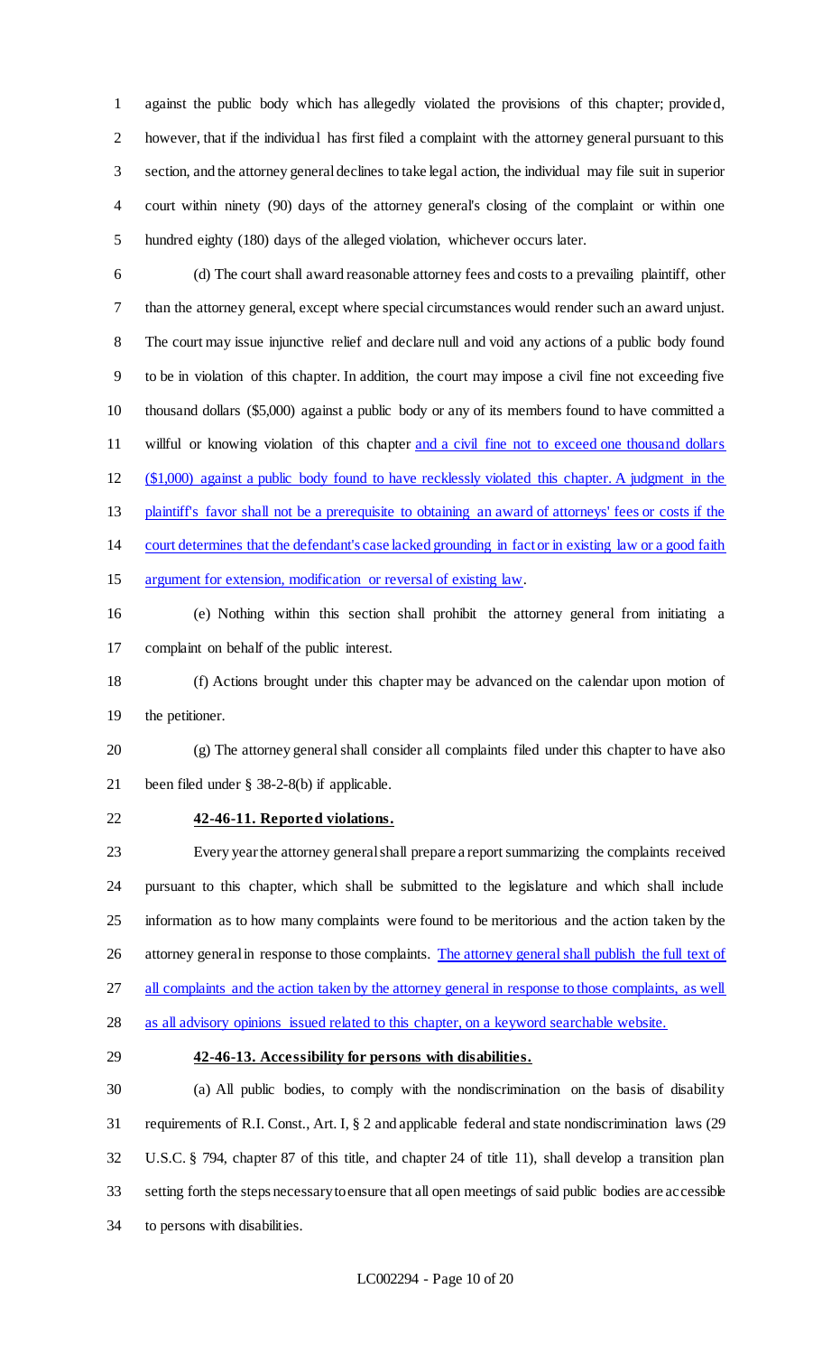against the public body which has allegedly violated the provisions of this chapter; provided, however, that if the individual has first filed a complaint with the attorney general pursuant to this section, and the attorney general declines to take legal action, the individual may file suit in superior court within ninety (90) days of the attorney general's closing of the complaint or within one hundred eighty (180) days of the alleged violation, whichever occurs later.

(d) The court shall award reasonable attorney fees and costs to a prevailing plaintiff, other than the attorney general, except where special circumstances would render such an award unjust. The court may issue injunctive relief and declare null and void any actions of a public body found to be in violation of this chapter. In addition, the court may impose a civil fine not exceeding five thousand dollars ($5,000) against a public body or any of its members found to have committed a willful or knowing violation of this chapter <u>and a civil fine not to exceed one thousand dollars ($1,000) against a public body found to have recklessly violated this chapter. A judgment in the plaintiff's favor shall not be a prerequisite to obtaining an award of attorneys' fees or costs if the court determines that the defendant's case lacked grounding in fact or in existing law or a good faith argument for extension, modification or reversal of existing law</u>.

(e) Nothing within this section shall prohibit the attorney general from initiating a complaint on behalf of the public interest.

(f) Actions brought under this chapter may be advanced on the calendar upon motion of the petitioner.

(g) The attorney general shall consider all complaints filed under this chapter to have also been filed under § 38-2-8(b) if applicable.

**42-46-11. Reported violations.**

Every year the attorney general shall prepare a report summarizing the complaints received pursuant to this chapter, which shall be submitted to the legislature and which shall include information as to how many complaints were found to be meritorious and the action taken by the attorney general in response to those complaints. <u>The attorney general shall publish the full text of all complaints and the action taken by the attorney general in response to those complaints, as well as all advisory opinions issued related to this chapter, on a keyword searchable website.</u>

**42-46-13. Accessibility for persons with disabilities.**

(a) All public bodies, to comply with the nondiscrimination on the basis of disability requirements of R.I. Const., Art. I, § 2 and applicable federal and state nondiscrimination laws (29 U.S.C. § 794, chapter 87 of this title, and chapter 24 of title 11), shall develop a transition plan setting forth the steps necessary to ensure that all open meetings of said public bodies are accessible to persons with disabilities.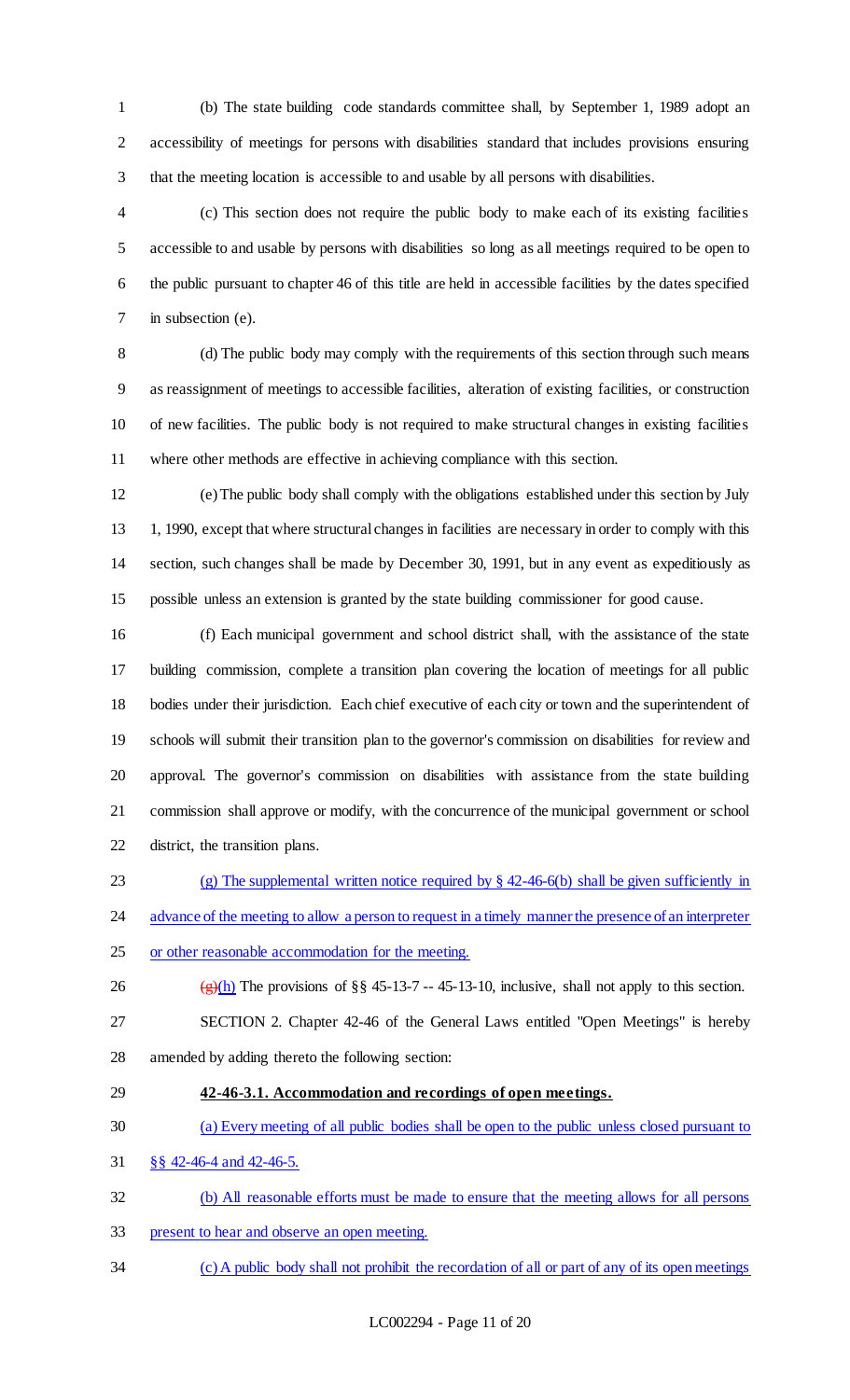(b) The state building code standards committee shall, by September 1, 1989 adopt an accessibility of meetings for persons with disabilities standard that includes provisions ensuring that the meeting location is accessible to and usable by all persons with disabilities.

(c) This section does not require the public body to make each of its existing facilities accessible to and usable by persons with disabilities so long as all meetings required to be open to the public pursuant to chapter 46 of this title are held in accessible facilities by the dates specified in subsection (e).

(d) The public body may comply with the requirements of this section through such means as reassignment of meetings to accessible facilities, alteration of existing facilities, or construction of new facilities. The public body is not required to make structural changes in existing facilities where other methods are effective in achieving compliance with this section.

(e) The public body shall comply with the obligations established under this section by July 1, 1990, except that where structural changes in facilities are necessary in order to comply with this section, such changes shall be made by December 30, 1991, but in any event as expeditiously as possible unless an extension is granted by the state building commissioner for good cause.

(f) Each municipal government and school district shall, with the assistance of the state building commission, complete a transition plan covering the location of meetings for all public bodies under their jurisdiction. Each chief executive of each city or town and the superintendent of schools will submit their transition plan to the governor's commission on disabilities for review and approval. The governor's commission on disabilities with assistance from the state building commission shall approve or modify, with the concurrence of the municipal government or school district, the transition plans.

(g) The supplemental written notice required by § 42-46-6(b) shall be given sufficiently in advance of the meeting to allow a person to request in a timely manner the presence of an interpreter or other reasonable accommodation for the meeting.

~~(g)~~(h) The provisions of §§ 45-13-7 -- 45-13-10, inclusive, shall not apply to this section.

SECTION 2. Chapter 42-46 of the General Laws entitled "Open Meetings" is hereby amended by adding thereto the following section:

**42-46-3.1. Accommodation and recordings of open meetings.**

(a) Every meeting of all public bodies shall be open to the public unless closed pursuant to §§ 42-46-4 and 42-46-5.

(b) All reasonable efforts must be made to ensure that the meeting allows for all persons present to hear and observe an open meeting.

(c) A public body shall not prohibit the recordation of all or part of any of its open meetings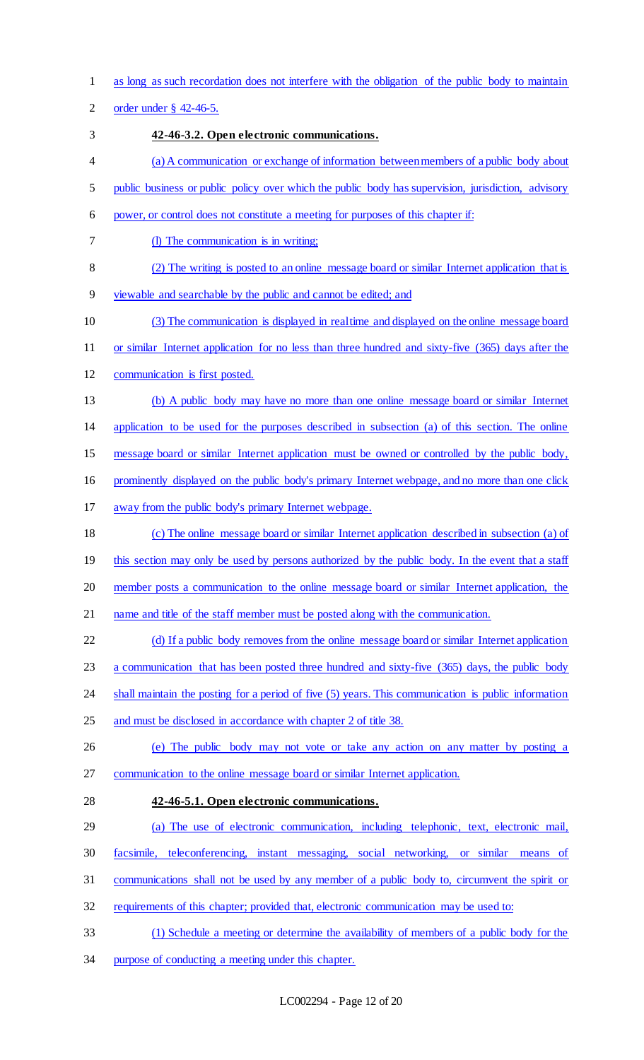as long as such recordation does not interfere with the obligation of the public body to maintain order under § 42-46-5.

**42-46-3.2. Open electronic communications.**

(a) A communication or exchange of information between members of a public body about public business or public policy over which the public body has supervision, jurisdiction, advisory power, or control does not constitute a meeting for purposes of this chapter if:

(l) The communication is in writing;

(2) The writing is posted to an online message board or similar Internet application that is viewable and searchable by the public and cannot be edited; and

(3) The communication is displayed in real time and displayed on the online message board or similar Internet application for no less than three hundred and sixty-five (365) days after the communication is first posted.

(b) A public body may have no more than one online message board or similar Internet application to be used for the purposes described in subsection (a) of this section. The online message board or similar Internet application must be owned or controlled by the public body, prominently displayed on the public body's primary Internet webpage, and no more than one click away from the public body's primary Internet webpage.

(c) The online message board or similar Internet application described in subsection (a) of this section may only be used by persons authorized by the public body. In the event that a staff member posts a communication to the online message board or similar Internet application, the name and title of the staff member must be posted along with the communication.

(d) If a public body removes from the online message board or similar Internet application a communication that has been posted three hundred and sixty-five (365) days, the public body shall maintain the posting for a period of five (5) years. This communication is public information and must be disclosed in accordance with chapter 2 of title 38.

(e) The public body may not vote or take any action on any matter by posting a communication to the online message board or similar Internet application.

**42-46-5.1. Open electronic communications.**

(a) The use of electronic communication, including telephonic, text, electronic mail, facsimile, teleconferencing, instant messaging, social networking, or similar means of communications shall not be used by any member of a public body to, circumvent the spirit or requirements of this chapter; provided that, electronic communication may be used to:

(1) Schedule a meeting or determine the availability of members of a public body for the purpose of conducting a meeting under this chapter.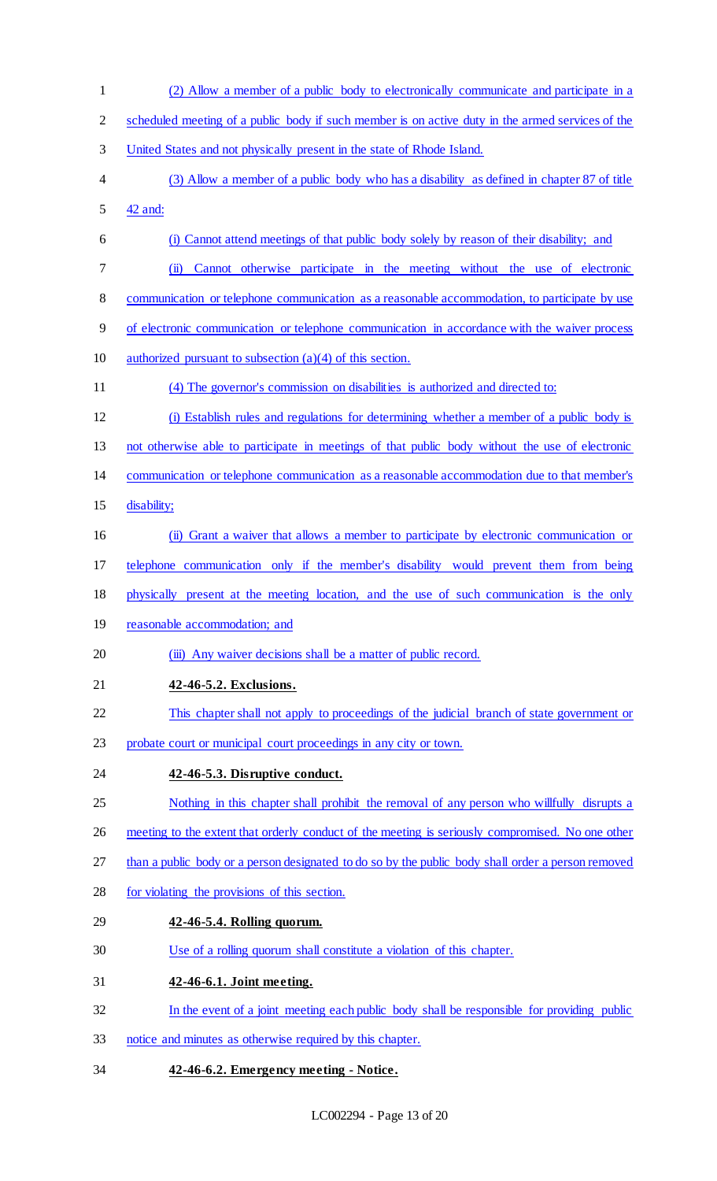(2) Allow a member of a public body to electronically communicate and participate in a scheduled meeting of a public body if such member is on active duty in the armed services of the United States and not physically present in the state of Rhode Island.

(3) Allow a member of a public body who has a disability as defined in chapter 87 of title 42 and:

(i) Cannot attend meetings of that public body solely by reason of their disability; and

(ii) Cannot otherwise participate in the meeting without the use of electronic communication or telephone communication as a reasonable accommodation, to participate by use of electronic communication or telephone communication in accordance with the waiver process authorized pursuant to subsection (a)(4) of this section.

(4) The governor's commission on disabilities is authorized and directed to:

(i) Establish rules and regulations for determining whether a member of a public body is not otherwise able to participate in meetings of that public body without the use of electronic communication or telephone communication as a reasonable accommodation due to that member's disability;

(ii) Grant a waiver that allows a member to participate by electronic communication or telephone communication only if the member's disability would prevent them from being physically present at the meeting location, and the use of such communication is the only reasonable accommodation; and

(iii) Any waiver decisions shall be a matter of public record.

**42-46-5.2. Exclusions.**

This chapter shall not apply to proceedings of the judicial branch of state government or probate court or municipal court proceedings in any city or town.

**42-46-5.3. Disruptive conduct.**

Nothing in this chapter shall prohibit the removal of any person who willfully disrupts a meeting to the extent that orderly conduct of the meeting is seriously compromised. No one other than a public body or a person designated to do so by the public body shall order a person removed for violating the provisions of this section.

**42-46-5.4. Rolling quorum.**

Use of a rolling quorum shall constitute a violation of this chapter.

**42-46-6.1. Joint meeting.**

In the event of a joint meeting each public body shall be responsible for providing public notice and minutes as otherwise required by this chapter.

**42-46-6.2. Emergency meeting - Notice.**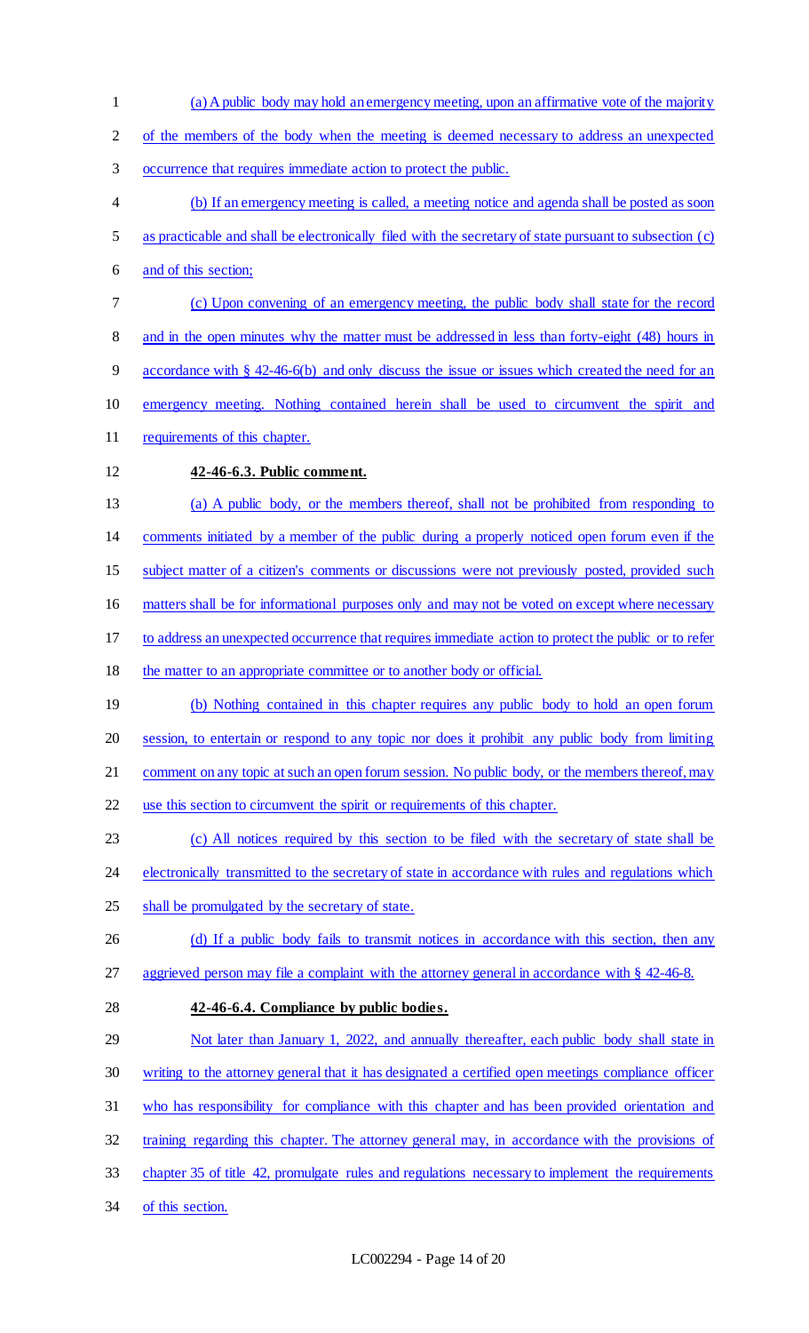(a) A public body may hold an emergency meeting, upon an affirmative vote of the majority of the members of the body when the meeting is deemed necessary to address an unexpected occurrence that requires immediate action to protect the public.

(b) If an emergency meeting is called, a meeting notice and agenda shall be posted as soon as practicable and shall be electronically filed with the secretary of state pursuant to subsection (c) and of this section;

(c) Upon convening of an emergency meeting, the public body shall state for the record and in the open minutes why the matter must be addressed in less than forty-eight (48) hours in accordance with § 42-46-6(b) and only discuss the issue or issues which created the need for an emergency meeting. Nothing contained herein shall be used to circumvent the spirit and requirements of this chapter.

**42-46-6.3. Public comment.**

(a) A public body, or the members thereof, shall not be prohibited from responding to comments initiated by a member of the public during a properly noticed open forum even if the subject matter of a citizen's comments or discussions were not previously posted, provided such matters shall be for informational purposes only and may not be voted on except where necessary to address an unexpected occurrence that requires immediate action to protect the public or to refer the matter to an appropriate committee or to another body or official.

(b) Nothing contained in this chapter requires any public body to hold an open forum session, to entertain or respond to any topic nor does it prohibit any public body from limiting comment on any topic at such an open forum session. No public body, or the members thereof, may use this section to circumvent the spirit or requirements of this chapter.

(c) All notices required by this section to be filed with the secretary of state shall be electronically transmitted to the secretary of state in accordance with rules and regulations which shall be promulgated by the secretary of state.

(d) If a public body fails to transmit notices in accordance with this section, then any aggrieved person may file a complaint with the attorney general in accordance with § 42-46-8.

**42-46-6.4. Compliance by public bodies.**

Not later than January 1, 2022, and annually thereafter, each public body shall state in writing to the attorney general that it has designated a certified open meetings compliance officer who has responsibility for compliance with this chapter and has been provided orientation and training regarding this chapter. The attorney general may, in accordance with the provisions of chapter 35 of title 42, promulgate rules and regulations necessary to implement the requirements of this section.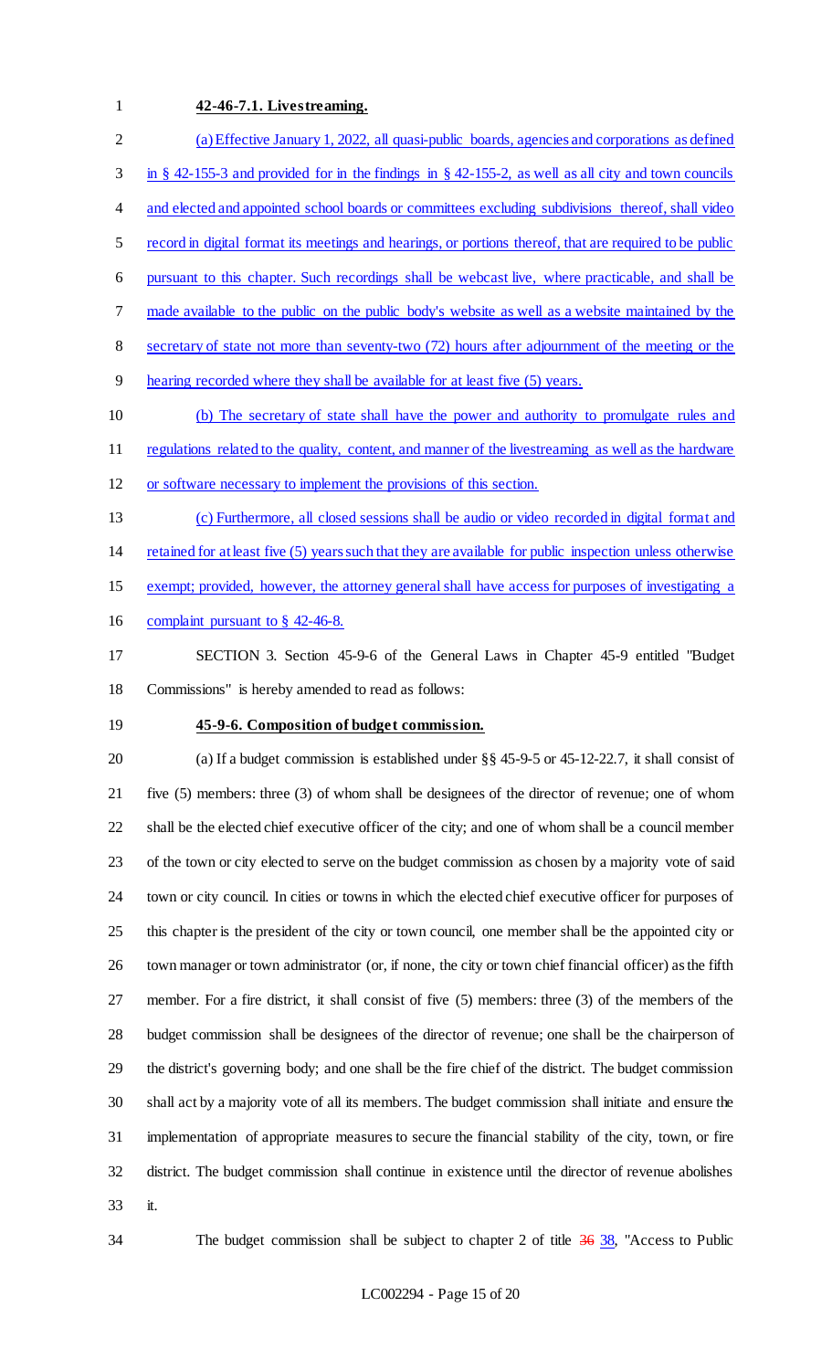**42-46-7.1. Livestreaming.**

(a) Effective January 1, 2022, all quasi-public boards, agencies and corporations as defined in § 42-155-3 and provided for in the findings in § 42-155-2, as well as all city and town councils and elected and appointed school boards or committees excluding subdivisions thereof, shall video record in digital format its meetings and hearings, or portions thereof, that are required to be public pursuant to this chapter. Such recordings shall be webcast live, where practicable, and shall be made available to the public on the public body's website as well as a website maintained by the secretary of state not more than seventy-two (72) hours after adjournment of the meeting or the hearing recorded where they shall be available for at least five (5) years.

(b) The secretary of state shall have the power and authority to promulgate rules and regulations related to the quality, content, and manner of the livestreaming as well as the hardware or software necessary to implement the provisions of this section.

(c) Furthermore, all closed sessions shall be audio or video recorded in digital format and retained for at least five (5) years such that they are available for public inspection unless otherwise exempt; provided, however, the attorney general shall have access for purposes of investigating a complaint pursuant to § 42-46-8.

SECTION 3. Section 45-9-6 of the General Laws in Chapter 45-9 entitled "Budget Commissions" is hereby amended to read as follows:

**45-9-6. Composition of budget commission.**

(a) If a budget commission is established under §§ 45-9-5 or 45-12-22.7, it shall consist of five (5) members: three (3) of whom shall be designees of the director of revenue; one of whom shall be the elected chief executive officer of the city; and one of whom shall be a council member of the town or city elected to serve on the budget commission as chosen by a majority vote of said town or city council. In cities or towns in which the elected chief executive officer for purposes of this chapter is the president of the city or town council, one member shall be the appointed city or town manager or town administrator (or, if none, the city or town chief financial officer) as the fifth member. For a fire district, it shall consist of five (5) members: three (3) of the members of the budget commission shall be designees of the director of revenue; one shall be the chairperson of the district's governing body; and one shall be the fire chief of the district. The budget commission shall act by a majority vote of all its members. The budget commission shall initiate and ensure the implementation of appropriate measures to secure the financial stability of the city, town, or fire district. The budget commission shall continue in existence until the director of revenue abolishes it.

The budget commission shall be subject to chapter 2 of title ~~36~~ 38, "Access to Public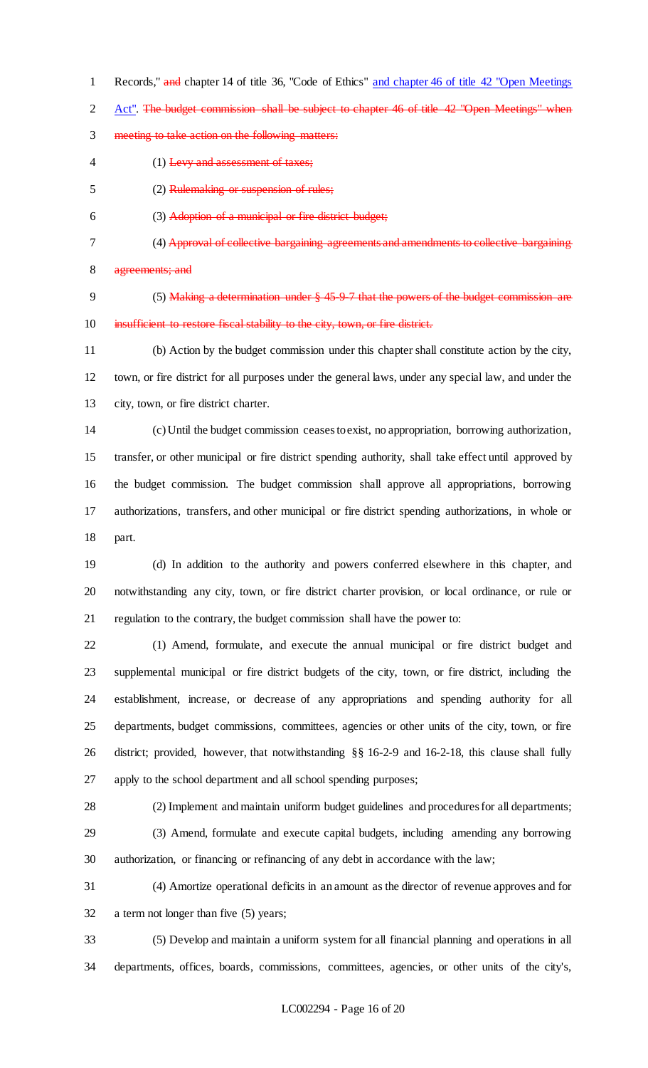Records," ~~and~~ chapter 14 of title 36, "Code of Ethics" <u>and chapter 46 of title 42 "Open Meetings Act"</u>. ~~The budget commission shall be subject to chapter 46 of title 42 "Open Meetings" when meeting to take action on the following matters:~~

(1) ~~Levy and assessment of taxes;~~

(2) ~~Rulemaking or suspension of rules;~~

(3) ~~Adoption of a municipal or fire district budget;~~

(4) ~~Approval of collective bargaining agreements and amendments to collective bargaining agreements; and~~

(5) ~~Making a determination under § 45-9-7 that the powers of the budget commission are insufficient to restore fiscal stability to the city, town, or fire district.~~

(b) Action by the budget commission under this chapter shall constitute action by the city, town, or fire district for all purposes under the general laws, under any special law, and under the city, town, or fire district charter.

(c) Until the budget commission ceases to exist, no appropriation, borrowing authorization, transfer, or other municipal or fire district spending authority, shall take effect until approved by the budget commission. The budget commission shall approve all appropriations, borrowing authorizations, transfers, and other municipal or fire district spending authorizations, in whole or part.

(d) In addition to the authority and powers conferred elsewhere in this chapter, and notwithstanding any city, town, or fire district charter provision, or local ordinance, or rule or regulation to the contrary, the budget commission shall have the power to:

(1) Amend, formulate, and execute the annual municipal or fire district budget and supplemental municipal or fire district budgets of the city, town, or fire district, including the establishment, increase, or decrease of any appropriations and spending authority for all departments, budget commissions, committees, agencies or other units of the city, town, or fire district; provided, however, that notwithstanding §§ 16-2-9 and 16-2-18, this clause shall fully apply to the school department and all school spending purposes;

(2) Implement and maintain uniform budget guidelines and procedures for all departments;

(3) Amend, formulate and execute capital budgets, including amending any borrowing authorization, or financing or refinancing of any debt in accordance with the law;

(4) Amortize operational deficits in an amount as the director of revenue approves and for a term not longer than five (5) years;

(5) Develop and maintain a uniform system for all financial planning and operations in all departments, offices, boards, commissions, committees, agencies, or other units of the city's,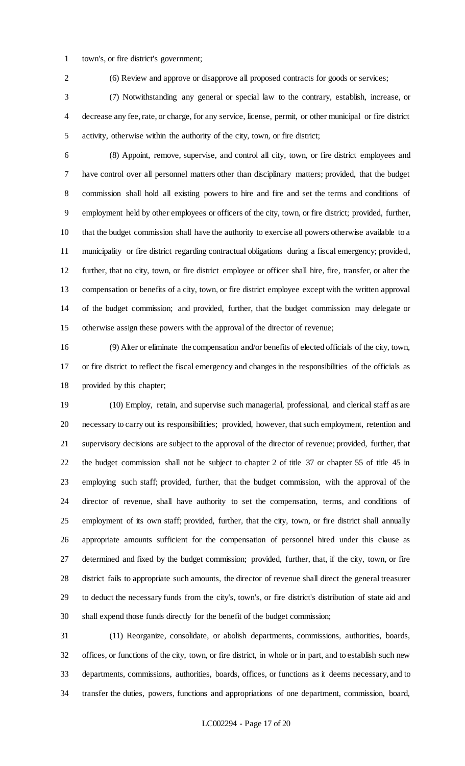town's, or fire district's government;

(6) Review and approve or disapprove all proposed contracts for goods or services;

(7) Notwithstanding any general or special law to the contrary, establish, increase, or decrease any fee, rate, or charge, for any service, license, permit, or other municipal or fire district activity, otherwise within the authority of the city, town, or fire district;

(8) Appoint, remove, supervise, and control all city, town, or fire district employees and have control over all personnel matters other than disciplinary matters; provided, that the budget commission shall hold all existing powers to hire and fire and set the terms and conditions of employment held by other employees or officers of the city, town, or fire district; provided, further, that the budget commission shall have the authority to exercise all powers otherwise available to a municipality or fire district regarding contractual obligations during a fiscal emergency; provided, further, that no city, town, or fire district employee or officer shall hire, fire, transfer, or alter the compensation or benefits of a city, town, or fire district employee except with the written approval of the budget commission; and provided, further, that the budget commission may delegate or otherwise assign these powers with the approval of the director of revenue;

(9) Alter or eliminate the compensation and/or benefits of elected officials of the city, town, or fire district to reflect the fiscal emergency and changes in the responsibilities of the officials as provided by this chapter;

(10) Employ, retain, and supervise such managerial, professional, and clerical staff as are necessary to carry out its responsibilities; provided, however, that such employment, retention and supervisory decisions are subject to the approval of the director of revenue; provided, further, that the budget commission shall not be subject to chapter 2 of title 37 or chapter 55 of title 45 in employing such staff; provided, further, that the budget commission, with the approval of the director of revenue, shall have authority to set the compensation, terms, and conditions of employment of its own staff; provided, further, that the city, town, or fire district shall annually appropriate amounts sufficient for the compensation of personnel hired under this clause as determined and fixed by the budget commission; provided, further, that, if the city, town, or fire district fails to appropriate such amounts, the director of revenue shall direct the general treasurer to deduct the necessary funds from the city's, town's, or fire district's distribution of state aid and shall expend those funds directly for the benefit of the budget commission;

(11) Reorganize, consolidate, or abolish departments, commissions, authorities, boards, offices, or functions of the city, town, or fire district, in whole or in part, and to establish such new departments, commissions, authorities, boards, offices, or functions as it deems necessary, and to transfer the duties, powers, functions and appropriations of one department, commission, board,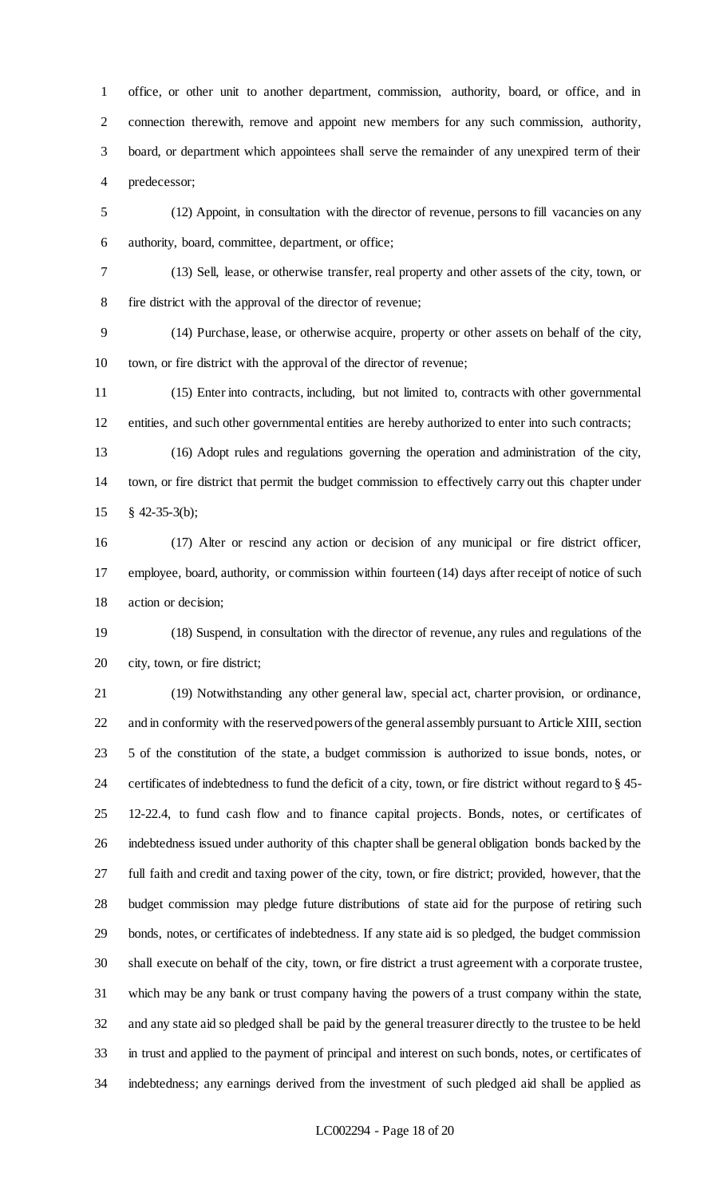office, or other unit to another department, commission, authority, board, or office, and in connection therewith, remove and appoint new members for any such commission, authority, board, or department which appointees shall serve the remainder of any unexpired term of their predecessor;

(12) Appoint, in consultation with the director of revenue, persons to fill vacancies on any authority, board, committee, department, or office;

(13) Sell, lease, or otherwise transfer, real property and other assets of the city, town, or fire district with the approval of the director of revenue;

(14) Purchase, lease, or otherwise acquire, property or other assets on behalf of the city, town, or fire district with the approval of the director of revenue;

(15) Enter into contracts, including, but not limited to, contracts with other governmental entities, and such other governmental entities are hereby authorized to enter into such contracts;

(16) Adopt rules and regulations governing the operation and administration of the city, town, or fire district that permit the budget commission to effectively carry out this chapter under § 42-35-3(b);

(17) Alter or rescind any action or decision of any municipal or fire district officer, employee, board, authority, or commission within fourteen (14) days after receipt of notice of such action or decision;

(18) Suspend, in consultation with the director of revenue, any rules and regulations of the city, town, or fire district;

(19) Notwithstanding any other general law, special act, charter provision, or ordinance, and in conformity with the reserved powers of the general assembly pursuant to Article XIII, section 5 of the constitution of the state, a budget commission is authorized to issue bonds, notes, or certificates of indebtedness to fund the deficit of a city, town, or fire district without regard to § 45-12-22.4, to fund cash flow and to finance capital projects. Bonds, notes, or certificates of indebtedness issued under authority of this chapter shall be general obligation bonds backed by the full faith and credit and taxing power of the city, town, or fire district; provided, however, that the budget commission may pledge future distributions of state aid for the purpose of retiring such bonds, notes, or certificates of indebtedness. If any state aid is so pledged, the budget commission shall execute on behalf of the city, town, or fire district a trust agreement with a corporate trustee, which may be any bank or trust company having the powers of a trust company within the state, and any state aid so pledged shall be paid by the general treasurer directly to the trustee to be held in trust and applied to the payment of principal and interest on such bonds, notes, or certificates of indebtedness; any earnings derived from the investment of such pledged aid shall be applied as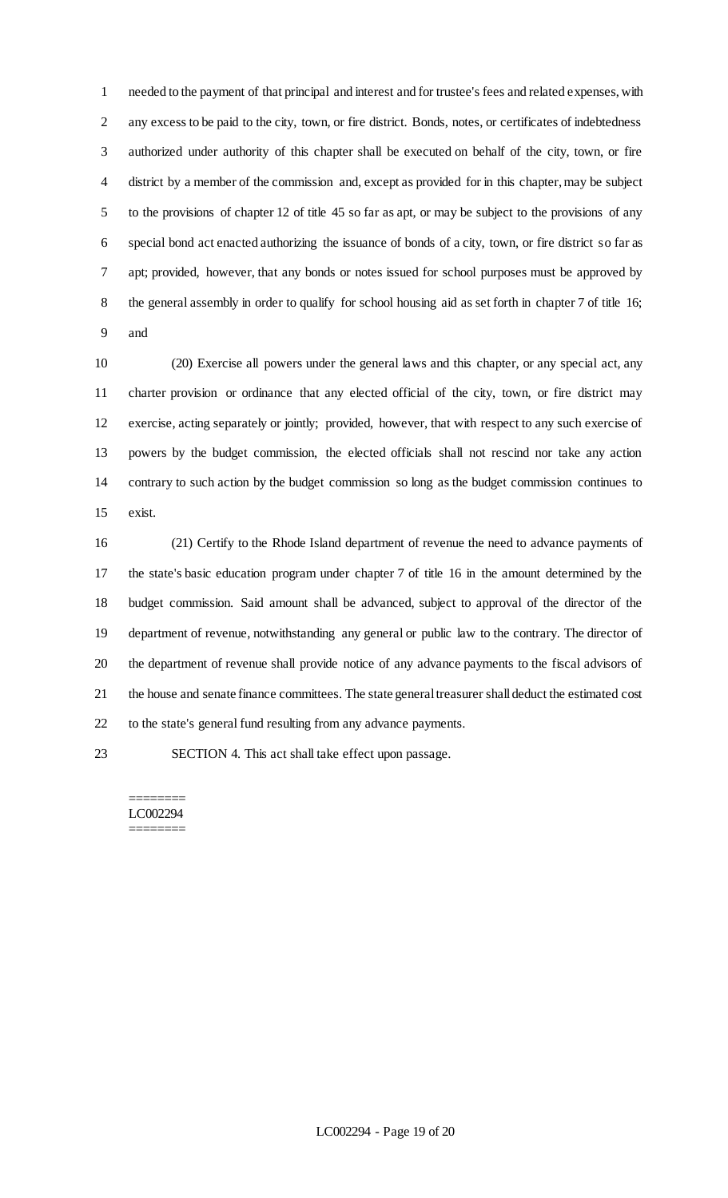needed to the payment of that principal and interest and for trustee's fees and related expenses, with any excess to be paid to the city, town, or fire district. Bonds, notes, or certificates of indebtedness authorized under authority of this chapter shall be executed on behalf of the city, town, or fire district by a member of the commission and, except as provided for in this chapter, may be subject to the provisions of chapter 12 of title 45 so far as apt, or may be subject to the provisions of any special bond act enacted authorizing the issuance of bonds of a city, town, or fire district so far as apt; provided, however, that any bonds or notes issued for school purposes must be approved by the general assembly in order to qualify for school housing aid as set forth in chapter 7 of title 16; and

(20) Exercise all powers under the general laws and this chapter, or any special act, any charter provision or ordinance that any elected official of the city, town, or fire district may exercise, acting separately or jointly; provided, however, that with respect to any such exercise of powers by the budget commission, the elected officials shall not rescind nor take any action contrary to such action by the budget commission so long as the budget commission continues to exist.

(21) Certify to the Rhode Island department of revenue the need to advance payments of the state's basic education program under chapter 7 of title 16 in the amount determined by the budget commission. Said amount shall be advanced, subject to approval of the director of the department of revenue, notwithstanding any general or public law to the contrary. The director of the department of revenue shall provide notice of any advance payments to the fiscal advisors of the house and senate finance committees. The state general treasurer shall deduct the estimated cost to the state's general fund resulting from any advance payments.

SECTION 4. This act shall take effect upon passage.

========
LC002294
========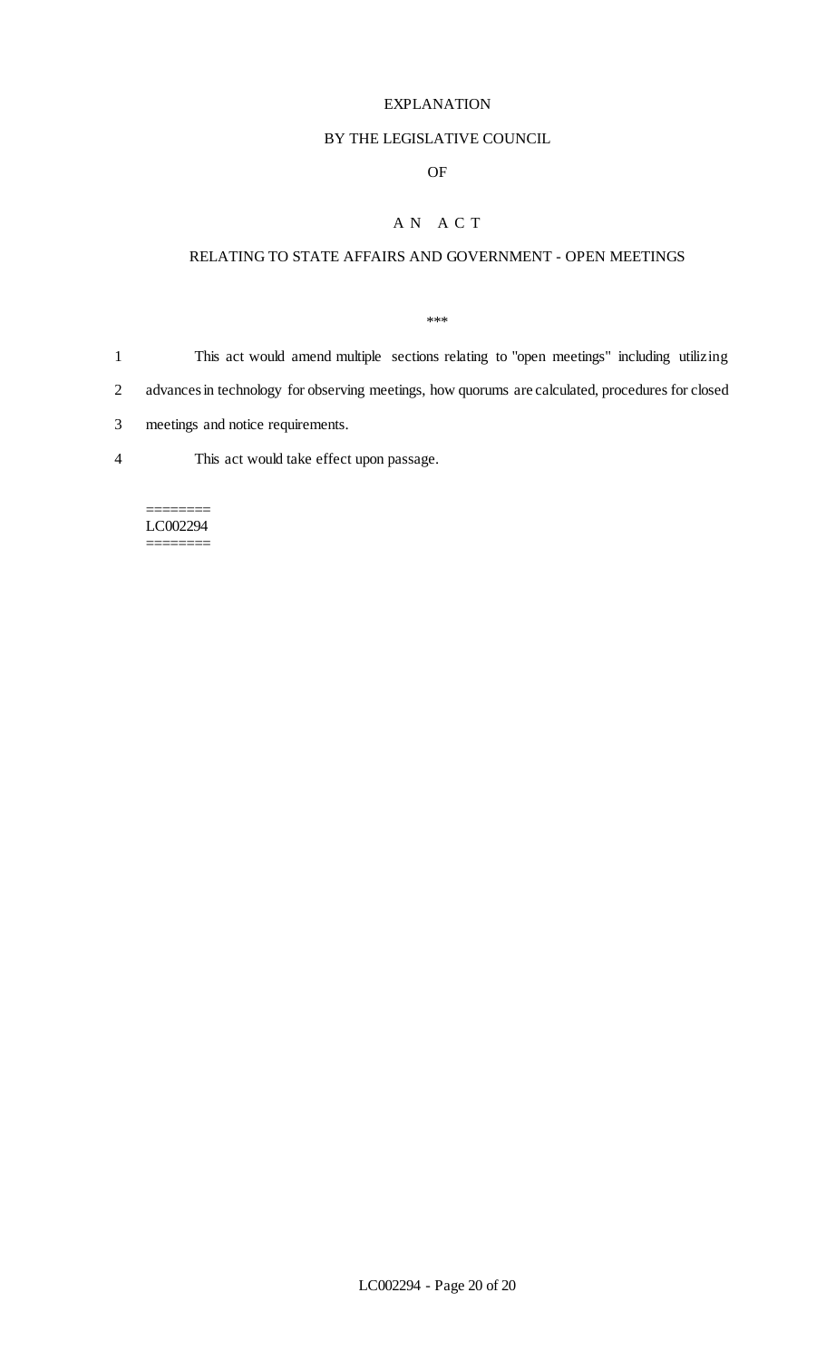EXPLANATION

BY THE LEGISLATIVE COUNCIL

OF

A N  A C T

RELATING TO STATE AFFAIRS AND GOVERNMENT - OPEN MEETINGS

***

This act would amend multiple sections relating to "open meetings" including utilizing advances in technology for observing meetings, how quorums are calculated, procedures for closed meetings and notice requirements.

This act would take effect upon passage.

========
LC002294
========